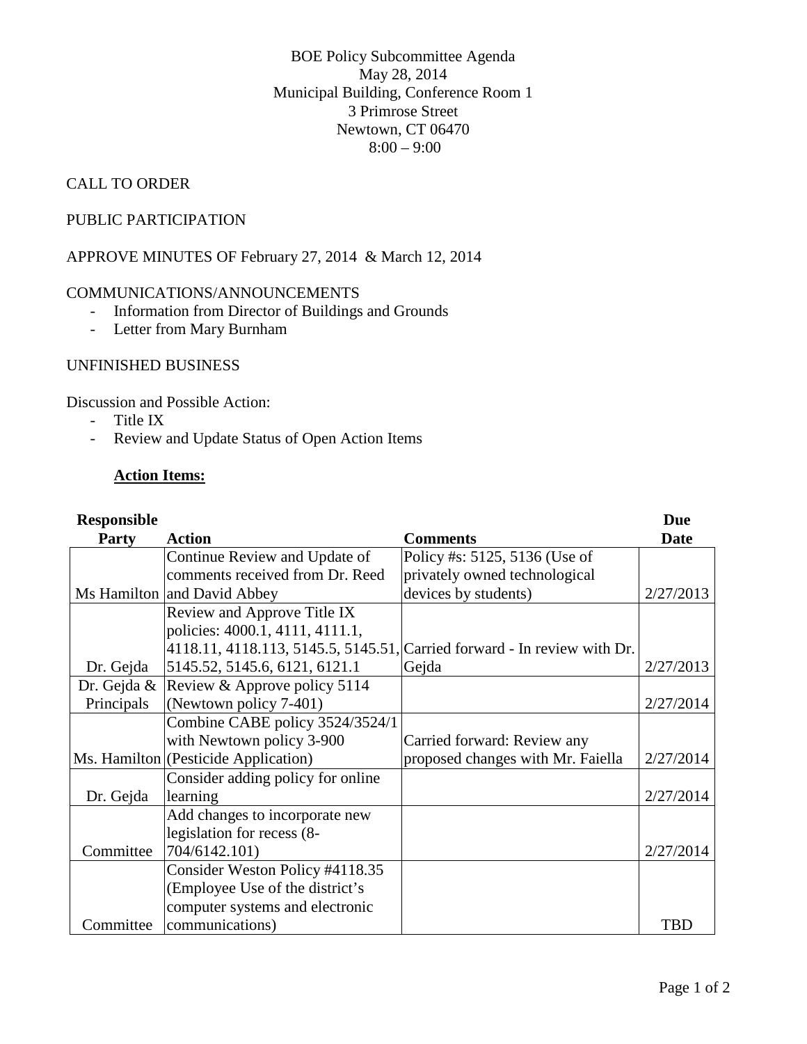BOE Policy Subcommittee Agenda
May 28, 2014
Municipal Building, Conference Room 1
3 Primrose Street
Newtown, CT 06470
8:00 – 9:00

CALL TO ORDER

PUBLIC PARTICIPATION

APPROVE MINUTES OF February 27, 2014 & March 12, 2014

COMMUNICATIONS/ANNOUNCEMENTS

- Information from Director of Buildings and Grounds
- Letter from Mary Burnham

UNFINISHED BUSINESS

Discussion and Possible Action:

- Title IX
- Review and Update Status of Open Action Items

**Action Items:**

| Responsible Party | Action | Comments | Due Date |
|---|---|---|---|
| Ms Hamilton | Continue Review and Update of comments received from Dr. Reed and David Abbey | Policy #s: 5125, 5136 (Use of privately owned technological devices by students) | 2/27/2013 |
| Dr. Gejda | Review and Approve Title IX policies: 4000.1, 4111, 4111.1, 4118.11, 4118.113, 5145.5, 5145.51, 5145.52, 5145.6, 6121, 6121.1 | Carried forward - In review with Dr. Gejda | 2/27/2013 |
| Dr. Gejda & Principals | Review & Approve policy 5114 (Newtown policy 7-401) | | 2/27/2014 |
| Ms. Hamilton | Combine CABE policy 3524/3524/1 with Newtown policy 3-900 (Pesticide Application) | Carried forward: Review any proposed changes with Mr. Faiella | 2/27/2014 |
| Dr. Gejda | Consider adding policy for online learning | | 2/27/2014 |
| Committee | Add changes to incorporate new legislation for recess (8-704/6142.101) | | 2/27/2014 |
| Committee | Consider Weston Policy #4118.35 (Employee Use of the district's computer systems and electronic communications) | | TBD |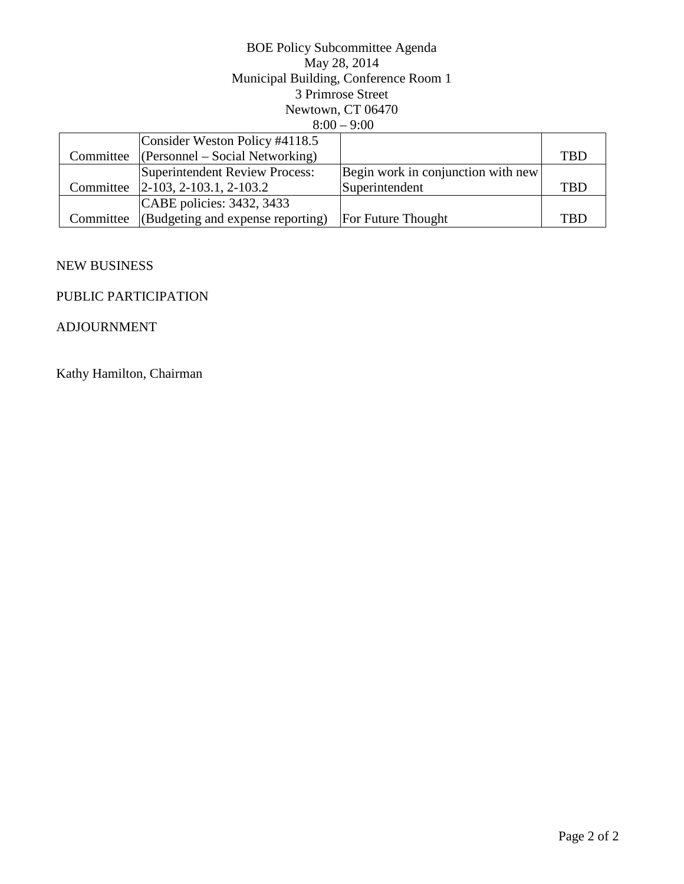BOE Policy Subcommittee Agenda
May 28, 2014
Municipal Building, Conference Room 1
3 Primrose Street
Newtown, CT 06470
8:00 – 9:00

| | | | |
|---|---|---|---|
| Committee | Consider Weston Policy #4118.5 (Personnel – Social Networking) | | TBD |
| Committee | Superintendent Review Process: 2-103, 2-103.1, 2-103.2 | Begin work in conjunction with new Superintendent | TBD |
| Committee | CABE policies: 3432, 3433 (Budgeting and expense reporting) | For Future Thought | TBD |

NEW BUSINESS

PUBLIC PARTICIPATION

ADJOURNMENT

Kathy Hamilton, Chairman